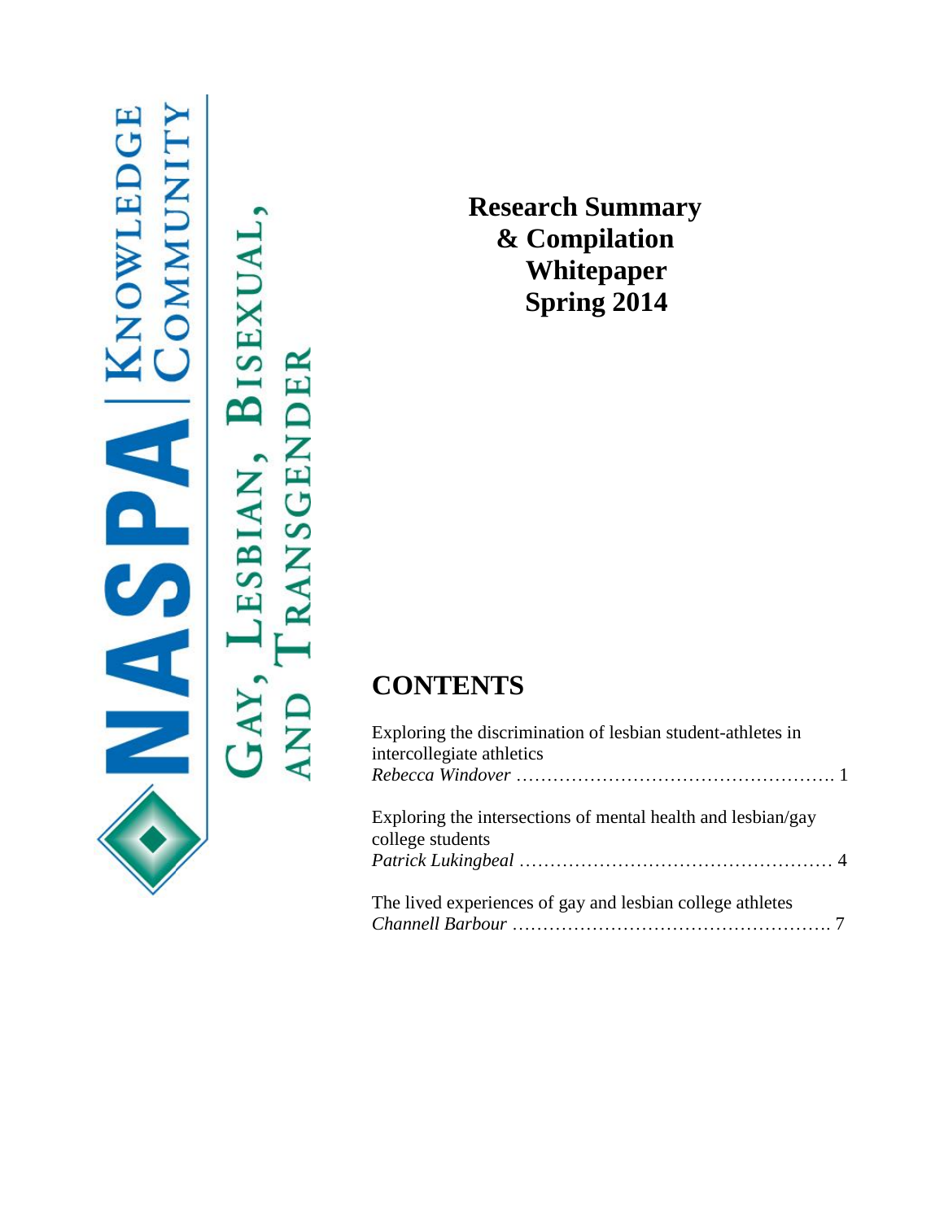NASPA | Knowledge Community

Gay, Lesbian, Bisexual, and Transgender

# Research Summary & Compilation Whitepaper Spring 2014

## CONTENTS

Exploring the discrimination of lesbian student-athletes in intercollegiate athletics
*Rebecca Windover* …………………………………………… 1

Exploring the intersections of mental health and lesbian/gay college students
*Patrick Lukingbeal* …………………………………………… 4

The lived experiences of gay and lesbian college athletes
*Channell Barbour* …………………………………………… 7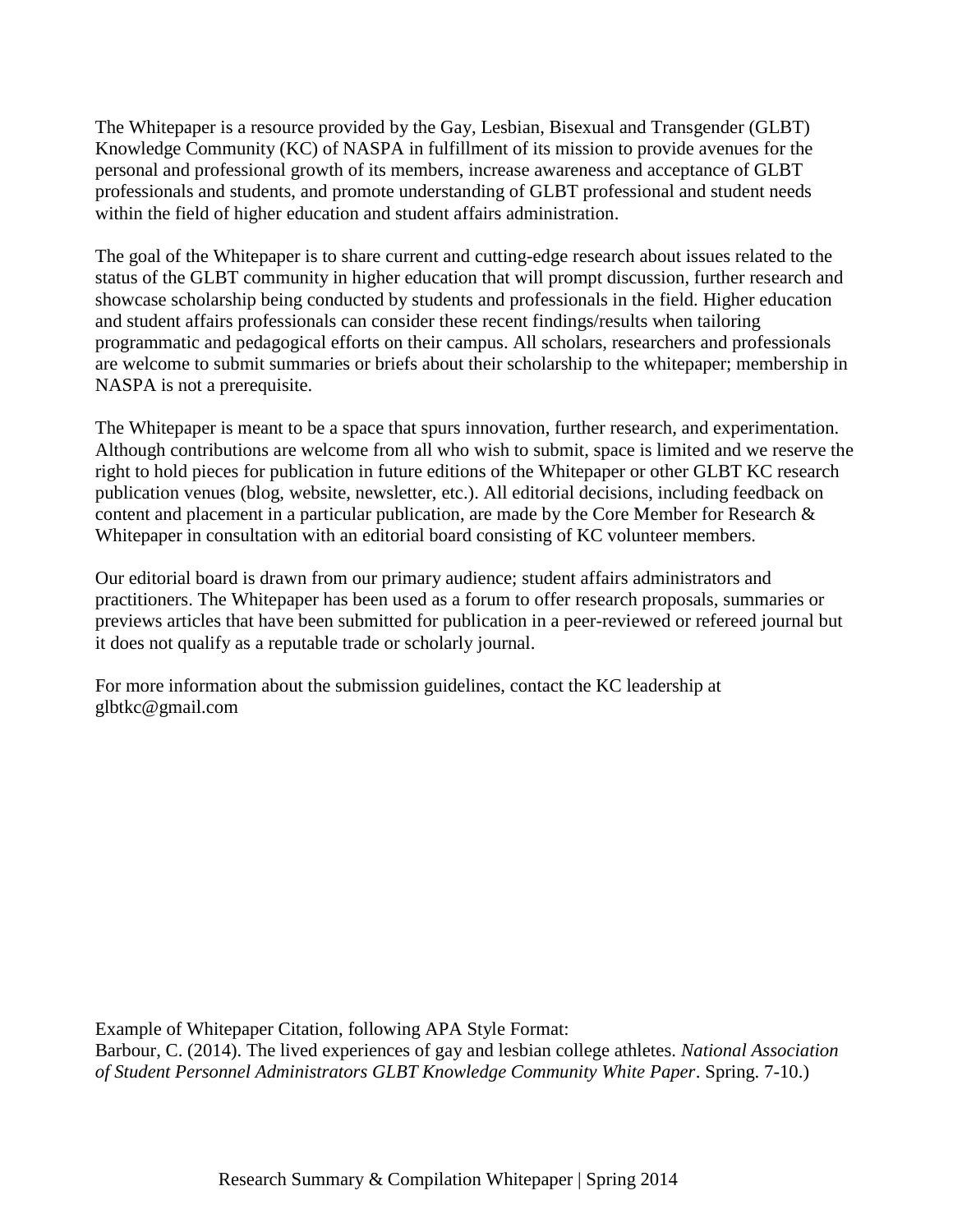The Whitepaper is a resource provided by the Gay, Lesbian, Bisexual and Transgender (GLBT) Knowledge Community (KC) of NASPA in fulfillment of its mission to provide avenues for the personal and professional growth of its members, increase awareness and acceptance of GLBT professionals and students, and promote understanding of GLBT professional and student needs within the field of higher education and student affairs administration.

The goal of the Whitepaper is to share current and cutting-edge research about issues related to the status of the GLBT community in higher education that will prompt discussion, further research and showcase scholarship being conducted by students and professionals in the field. Higher education and student affairs professionals can consider these recent findings/results when tailoring programmatic and pedagogical efforts on their campus. All scholars, researchers and professionals are welcome to submit summaries or briefs about their scholarship to the whitepaper; membership in NASPA is not a prerequisite.

The Whitepaper is meant to be a space that spurs innovation, further research, and experimentation. Although contributions are welcome from all who wish to submit, space is limited and we reserve the right to hold pieces for publication in future editions of the Whitepaper or other GLBT KC research publication venues (blog, website, newsletter, etc.). All editorial decisions, including feedback on content and placement in a particular publication, are made by the Core Member for Research & Whitepaper in consultation with an editorial board consisting of KC volunteer members.

Our editorial board is drawn from our primary audience; student affairs administrators and practitioners. The Whitepaper has been used as a forum to offer research proposals, summaries or previews articles that have been submitted for publication in a peer-reviewed or refereed journal but it does not qualify as a reputable trade or scholarly journal.

For more information about the submission guidelines, contact the KC leadership at glbtkc@gmail.com

Example of Whitepaper Citation, following APA Style Format:
Barbour, C. (2014). The lived experiences of gay and lesbian college athletes. *National Association of Student Personnel Administrators GLBT Knowledge Community White Paper*. Spring. 7-10.)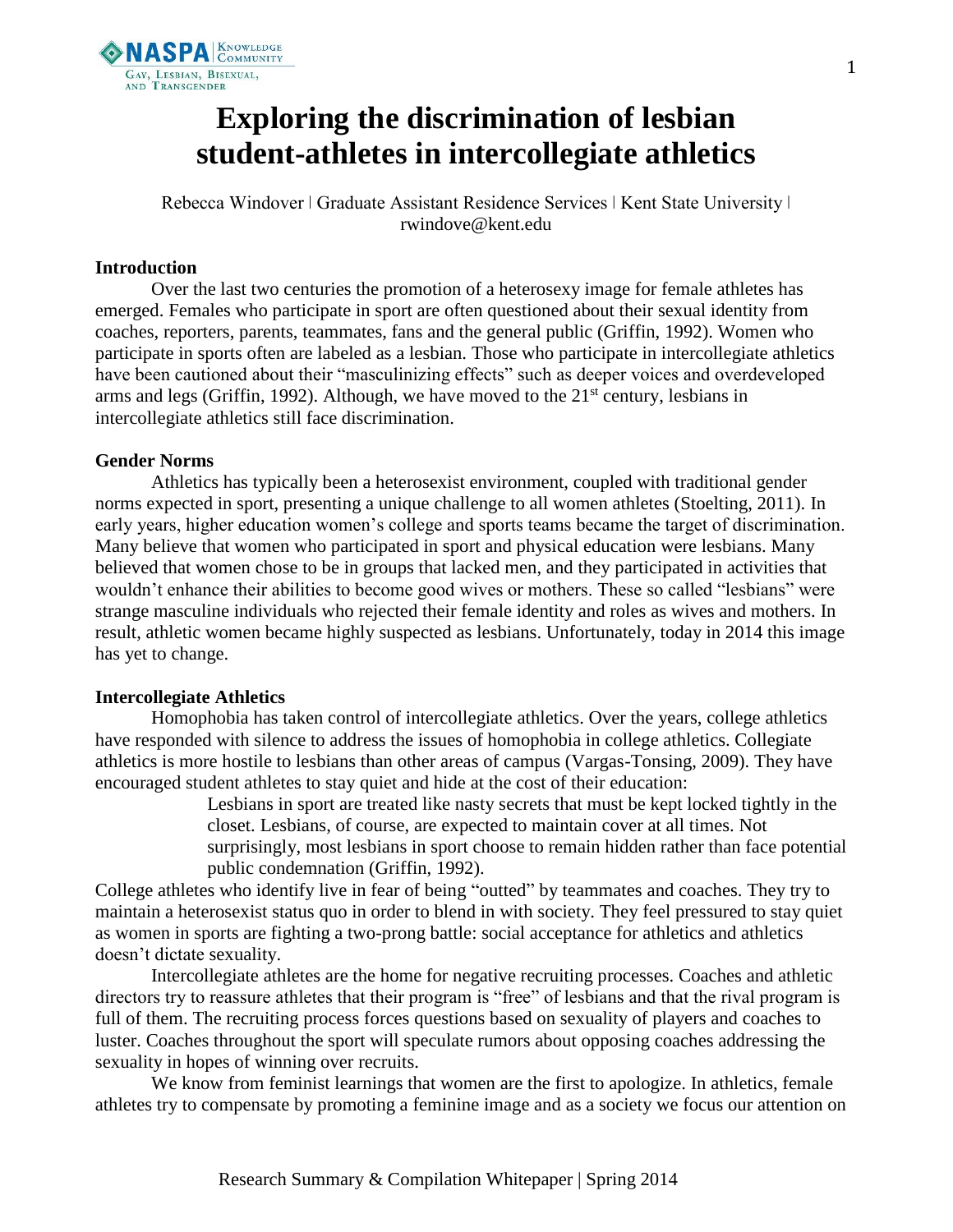# Exploring the discrimination of lesbian student-athletes in intercollegiate athletics

Rebecca Windover | Graduate Assistant Residence Services | Kent State University | rwindove@kent.edu

## Introduction

Over the last two centuries the promotion of a heterosexy image for female athletes has emerged. Females who participate in sport are often questioned about their sexual identity from coaches, reporters, parents, teammates, fans and the general public (Griffin, 1992). Women who participate in sports often are labeled as a lesbian. Those who participate in intercollegiate athletics have been cautioned about their "masculinizing effects" such as deeper voices and overdeveloped arms and legs (Griffin, 1992). Although, we have moved to the 21st century, lesbians in intercollegiate athletics still face discrimination.

## Gender Norms

Athletics has typically been a heterosexist environment, coupled with traditional gender norms expected in sport, presenting a unique challenge to all women athletes (Stoelting, 2011). In early years, higher education women's college and sports teams became the target of discrimination. Many believe that women who participated in sport and physical education were lesbians. Many believed that women chose to be in groups that lacked men, and they participated in activities that wouldn't enhance their abilities to become good wives or mothers. These so called "lesbians" were strange masculine individuals who rejected their female identity and roles as wives and mothers. In result, athletic women became highly suspected as lesbians. Unfortunately, today in 2014 this image has yet to change.

## Intercollegiate Athletics

Homophobia has taken control of intercollegiate athletics. Over the years, college athletics have responded with silence to address the issues of homophobia in college athletics. Collegiate athletics is more hostile to lesbians than other areas of campus (Vargas-Tonsing, 2009). They have encouraged student athletes to stay quiet and hide at the cost of their education:

> Lesbians in sport are treated like nasty secrets that must be kept locked tightly in the closet. Lesbians, of course, are expected to maintain cover at all times. Not surprisingly, most lesbians in sport choose to remain hidden rather than face potential public condemnation (Griffin, 1992).

College athletes who identify live in fear of being "outted" by teammates and coaches. They try to maintain a heterosexist status quo in order to blend in with society. They feel pressured to stay quiet as women in sports are fighting a two-prong battle: social acceptance for athletics and athletics doesn't dictate sexuality.

Intercollegiate athletes are the home for negative recruiting processes. Coaches and athletic directors try to reassure athletes that their program is "free" of lesbians and that the rival program is full of them. The recruiting process forces questions based on sexuality of players and coaches to luster. Coaches throughout the sport will speculate rumors about opposing coaches addressing the sexuality in hopes of winning over recruits.

We know from feminist learnings that women are the first to apologize. In athletics, female athletes try to compensate by promoting a feminine image and as a society we focus our attention on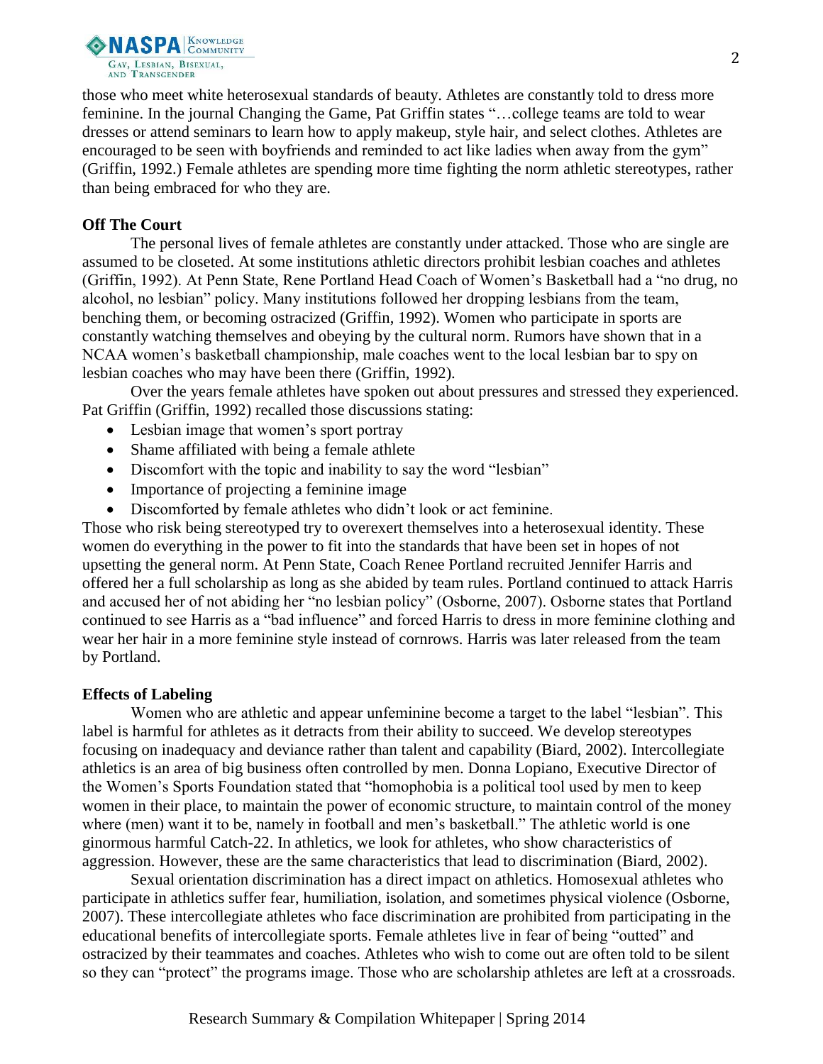those who meet white heterosexual standards of beauty. Athletes are constantly told to dress more feminine. In the journal Changing the Game, Pat Griffin states "…college teams are told to wear dresses or attend seminars to learn how to apply makeup, style hair, and select clothes. Athletes are encouraged to be seen with boyfriends and reminded to act like ladies when away from the gym" (Griffin, 1992.) Female athletes are spending more time fighting the norm athletic stereotypes, rather than being embraced for who they are.

**Off The Court**

The personal lives of female athletes are constantly under attacked. Those who are single are assumed to be closeted. At some institutions athletic directors prohibit lesbian coaches and athletes (Griffin, 1992). At Penn State, Rene Portland Head Coach of Women's Basketball had a "no drug, no alcohol, no lesbian" policy. Many institutions followed her dropping lesbians from the team, benching them, or becoming ostracized (Griffin, 1992). Women who participate in sports are constantly watching themselves and obeying by the cultural norm. Rumors have shown that in a NCAA women's basketball championship, male coaches went to the local lesbian bar to spy on lesbian coaches who may have been there (Griffin, 1992).

Over the years female athletes have spoken out about pressures and stressed they experienced. Pat Griffin (Griffin, 1992) recalled those discussions stating:

- Lesbian image that women's sport portray
- Shame affiliated with being a female athlete
- Discomfort with the topic and inability to say the word "lesbian"
- Importance of projecting a feminine image
- Discomforted by female athletes who didn't look or act feminine.

Those who risk being stereotyped try to overexert themselves into a heterosexual identity. These women do everything in the power to fit into the standards that have been set in hopes of not upsetting the general norm. At Penn State, Coach Renee Portland recruited Jennifer Harris and offered her a full scholarship as long as she abided by team rules. Portland continued to attack Harris and accused her of not abiding her "no lesbian policy" (Osborne, 2007). Osborne states that Portland continued to see Harris as a "bad influence" and forced Harris to dress in more feminine clothing and wear her hair in a more feminine style instead of cornrows. Harris was later released from the team by Portland.

**Effects of Labeling**

Women who are athletic and appear unfeminine become a target to the label "lesbian". This label is harmful for athletes as it detracts from their ability to succeed. We develop stereotypes focusing on inadequacy and deviance rather than talent and capability (Biard, 2002). Intercollegiate athletics is an area of big business often controlled by men. Donna Lopiano, Executive Director of the Women's Sports Foundation stated that "homophobia is a political tool used by men to keep women in their place, to maintain the power of economic structure, to maintain control of the money where (men) want it to be, namely in football and men's basketball." The athletic world is one ginormous harmful Catch-22. In athletics, we look for athletes, who show characteristics of aggression. However, these are the same characteristics that lead to discrimination (Biard, 2002).

Sexual orientation discrimination has a direct impact on athletics. Homosexual athletes who participate in athletics suffer fear, humiliation, isolation, and sometimes physical violence (Osborne, 2007). These intercollegiate athletes who face discrimination are prohibited from participating in the educational benefits of intercollegiate sports. Female athletes live in fear of being "outted" and ostracized by their teammates and coaches. Athletes who wish to come out are often told to be silent so they can "protect" the programs image. Those who are scholarship athletes are left at a crossroads.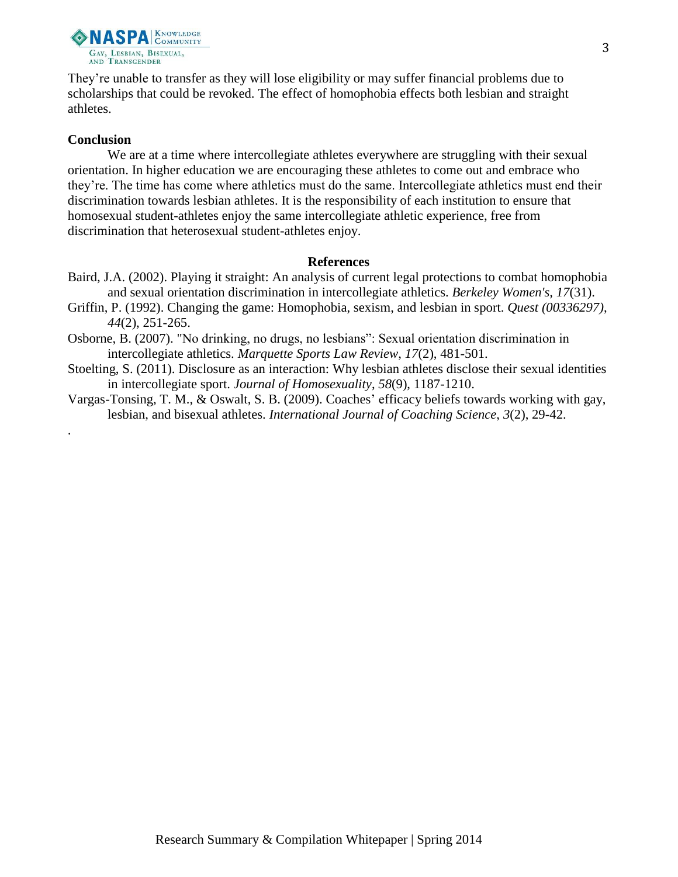They're unable to transfer as they will lose eligibility or may suffer financial problems due to scholarships that could be revoked. The effect of homophobia effects both lesbian and straight athletes.

**Conclusion**

We are at a time where intercollegiate athletes everywhere are struggling with their sexual orientation. In higher education we are encouraging these athletes to come out and embrace who they're. The time has come where athletics must do the same. Intercollegiate athletics must end their discrimination towards lesbian athletes. It is the responsibility of each institution to ensure that homosexual student-athletes enjoy the same intercollegiate athletic experience, free from discrimination that heterosexual student-athletes enjoy.

**References**

Baird, J.A. (2002). Playing it straight: An analysis of current legal protections to combat homophobia and sexual orientation discrimination in intercollegiate athletics. *Berkeley Women's, 17*(31).

Griffin, P. (1992). Changing the game: Homophobia, sexism, and lesbian in sport. *Quest (00336297), 44*(2), 251-265.

Osborne, B. (2007). "No drinking, no drugs, no lesbians": Sexual orientation discrimination in intercollegiate athletics. *Marquette Sports Law Review*, *17*(2), 481-501.

Stoelting, S. (2011). Disclosure as an interaction: Why lesbian athletes disclose their sexual identities in intercollegiate sport. *Journal of Homosexuality*, *58*(9), 1187-1210.

Vargas-Tonsing, T. M., & Oswalt, S. B. (2009). Coaches' efficacy beliefs towards working with gay, lesbian, and bisexual athletes. *International Journal of Coaching Science*, *3*(2), 29-42.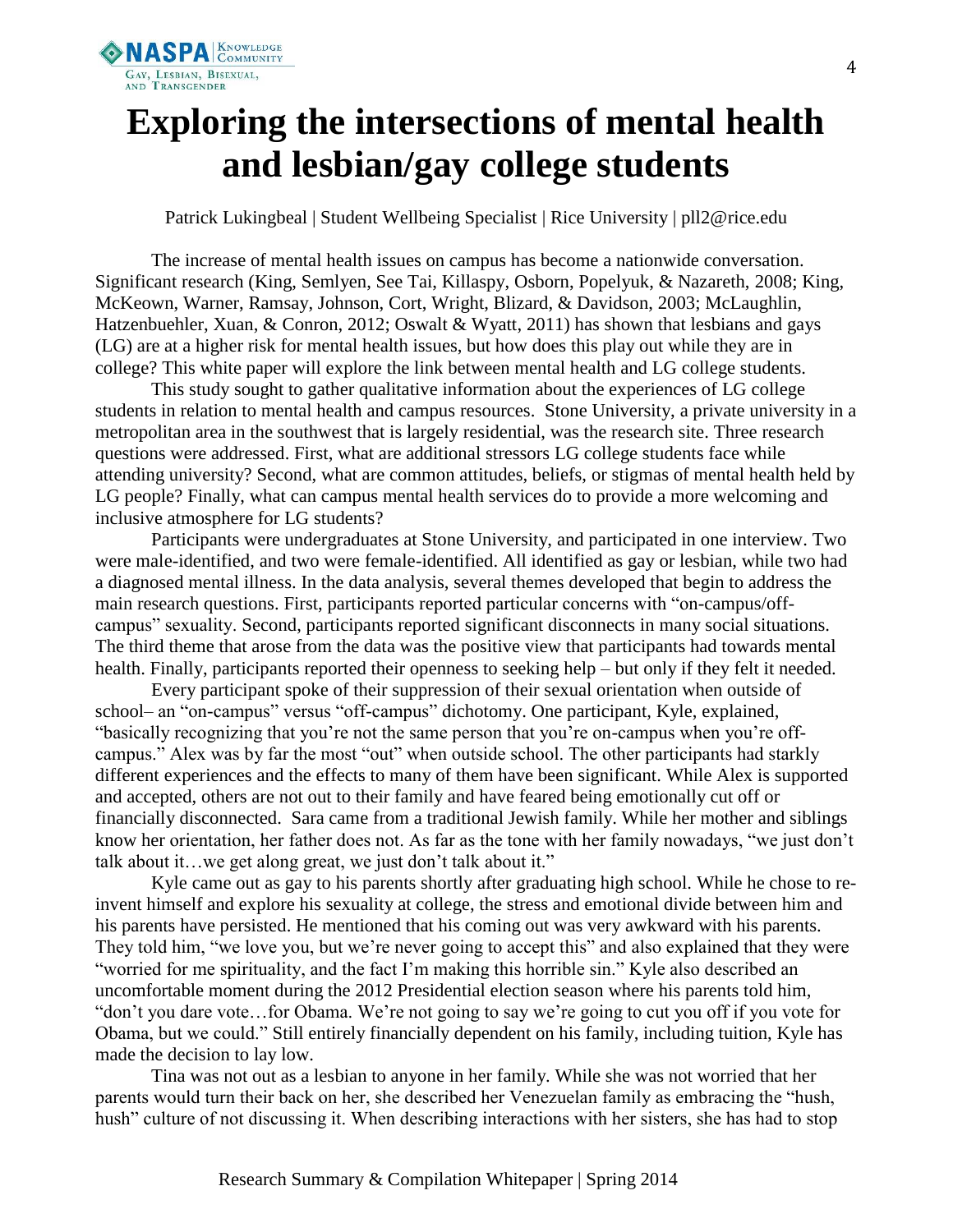# Exploring the intersections of mental health and lesbian/gay college students

Patrick Lukingbeal | Student Wellbeing Specialist | Rice University | pll2@rice.edu

The increase of mental health issues on campus has become a nationwide conversation. Significant research (King, Semlyen, See Tai, Killaspy, Osborn, Popelyuk, & Nazareth, 2008; King, McKeown, Warner, Ramsay, Johnson, Cort, Wright, Blizard, & Davidson, 2003; McLaughlin, Hatzenbuehler, Xuan, & Conron, 2012; Oswalt & Wyatt, 2011) has shown that lesbians and gays (LG) are at a higher risk for mental health issues, but how does this play out while they are in college? This white paper will explore the link between mental health and LG college students.

This study sought to gather qualitative information about the experiences of LG college students in relation to mental health and campus resources. Stone University, a private university in a metropolitan area in the southwest that is largely residential, was the research site. Three research questions were addressed. First, what are additional stressors LG college students face while attending university? Second, what are common attitudes, beliefs, or stigmas of mental health held by LG people? Finally, what can campus mental health services do to provide a more welcoming and inclusive atmosphere for LG students?

Participants were undergraduates at Stone University, and participated in one interview. Two were male-identified, and two were female-identified. All identified as gay or lesbian, while two had a diagnosed mental illness. In the data analysis, several themes developed that begin to address the main research questions. First, participants reported particular concerns with "on-campus/off-campus" sexuality. Second, participants reported significant disconnects in many social situations. The third theme that arose from the data was the positive view that participants had towards mental health. Finally, participants reported their openness to seeking help – but only if they felt it needed.

Every participant spoke of their suppression of their sexual orientation when outside of school– an "on-campus" versus "off-campus" dichotomy. One participant, Kyle, explained, "basically recognizing that you're not the same person that you're on-campus when you're off-campus." Alex was by far the most "out" when outside school. The other participants had starkly different experiences and the effects to many of them have been significant. While Alex is supported and accepted, others are not out to their family and have feared being emotionally cut off or financially disconnected. Sara came from a traditional Jewish family. While her mother and siblings know her orientation, her father does not. As far as the tone with her family nowadays, "we just don't talk about it…we get along great, we just don't talk about it."

Kyle came out as gay to his parents shortly after graduating high school. While he chose to re-invent himself and explore his sexuality at college, the stress and emotional divide between him and his parents have persisted. He mentioned that his coming out was very awkward with his parents. They told him, "we love you, but we're never going to accept this" and also explained that they were "worried for me spirituality, and the fact I'm making this horrible sin." Kyle also described an uncomfortable moment during the 2012 Presidential election season where his parents told him, "don't you dare vote…for Obama. We're not going to say we're going to cut you off if you vote for Obama, but we could." Still entirely financially dependent on his family, including tuition, Kyle has made the decision to lay low.

Tina was not out as a lesbian to anyone in her family. While she was not worried that her parents would turn their back on her, she described her Venezuelan family as embracing the "hush, hush" culture of not discussing it. When describing interactions with her sisters, she has had to stop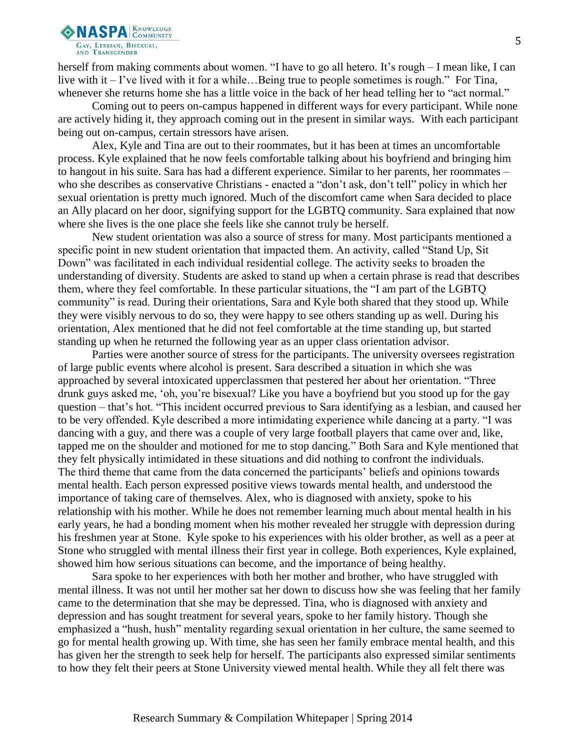herself from making comments about women. "I have to go all hetero. It's rough – I mean like, I can live with it – I've lived with it for a while…Being true to people sometimes is rough." For Tina, whenever she returns home she has a little voice in the back of her head telling her to "act normal."

Coming out to peers on-campus happened in different ways for every participant. While none are actively hiding it, they approach coming out in the present in similar ways. With each participant being out on-campus, certain stressors have arisen.

Alex, Kyle and Tina are out to their roommates, but it has been at times an uncomfortable process. Kyle explained that he now feels comfortable talking about his boyfriend and bringing him to hangout in his suite. Sara has had a different experience. Similar to her parents, her roommates – who she describes as conservative Christians - enacted a "don't ask, don't tell" policy in which her sexual orientation is pretty much ignored. Much of the discomfort came when Sara decided to place an Ally placard on her door, signifying support for the LGBTQ community. Sara explained that now where she lives is the one place she feels like she cannot truly be herself.

New student orientation was also a source of stress for many. Most participants mentioned a specific point in new student orientation that impacted them. An activity, called "Stand Up, Sit Down" was facilitated in each individual residential college. The activity seeks to broaden the understanding of diversity. Students are asked to stand up when a certain phrase is read that describes them, where they feel comfortable. In these particular situations, the "I am part of the LGBTQ community" is read. During their orientations, Sara and Kyle both shared that they stood up. While they were visibly nervous to do so, they were happy to see others standing up as well. During his orientation, Alex mentioned that he did not feel comfortable at the time standing up, but started standing up when he returned the following year as an upper class orientation advisor.

Parties were another source of stress for the participants. The university oversees registration of large public events where alcohol is present. Sara described a situation in which she was approached by several intoxicated upperclassmen that pestered her about her orientation. "Three drunk guys asked me, 'oh, you're bisexual? Like you have a boyfriend but you stood up for the gay question – that's hot. "This incident occurred previous to Sara identifying as a lesbian, and caused her to be very offended. Kyle described a more intimidating experience while dancing at a party. "I was dancing with a guy, and there was a couple of very large football players that came over and, like, tapped me on the shoulder and motioned for me to stop dancing." Both Sara and Kyle mentioned that they felt physically intimidated in these situations and did nothing to confront the individuals.

The third theme that came from the data concerned the participants' beliefs and opinions towards mental health. Each person expressed positive views towards mental health, and understood the importance of taking care of themselves. Alex, who is diagnosed with anxiety, spoke to his relationship with his mother. While he does not remember learning much about mental health in his early years, he had a bonding moment when his mother revealed her struggle with depression during his freshmen year at Stone. Kyle spoke to his experiences with his older brother, as well as a peer at Stone who struggled with mental illness their first year in college. Both experiences, Kyle explained, showed him how serious situations can become, and the importance of being healthy.

Sara spoke to her experiences with both her mother and brother, who have struggled with mental illness. It was not until her mother sat her down to discuss how she was feeling that her family came to the determination that she may be depressed. Tina, who is diagnosed with anxiety and depression and has sought treatment for several years, spoke to her family history. Though she emphasized a "hush, hush" mentality regarding sexual orientation in her culture, the same seemed to go for mental health growing up. With time, she has seen her family embrace mental health, and this has given her the strength to seek help for herself. The participants also expressed similar sentiments to how they felt their peers at Stone University viewed mental health. While they all felt there was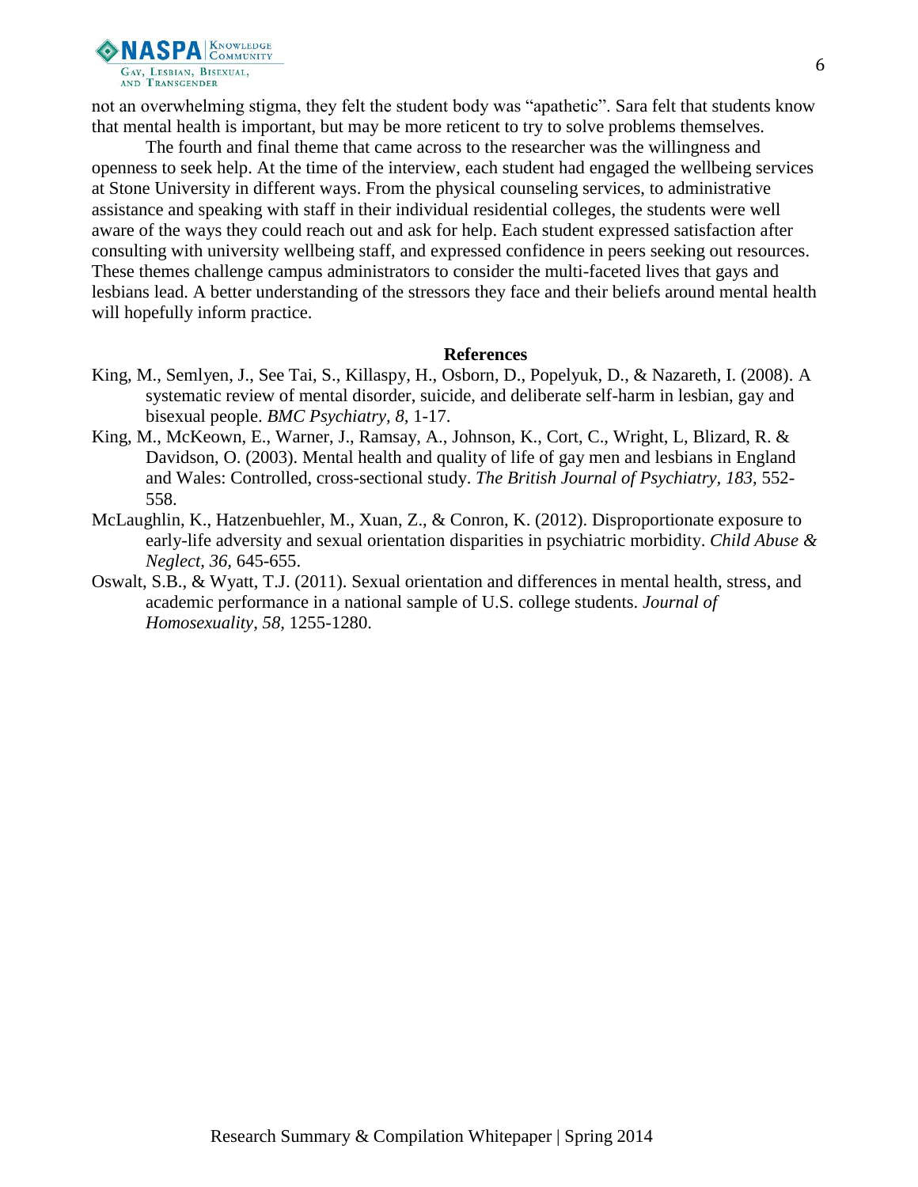not an overwhelming stigma, they felt the student body was "apathetic". Sara felt that students know that mental health is important, but may be more reticent to try to solve problems themselves.

The fourth and final theme that came across to the researcher was the willingness and openness to seek help. At the time of the interview, each student had engaged the wellbeing services at Stone University in different ways. From the physical counseling services, to administrative assistance and speaking with staff in their individual residential colleges, the students were well aware of the ways they could reach out and ask for help. Each student expressed satisfaction after consulting with university wellbeing staff, and expressed confidence in peers seeking out resources. These themes challenge campus administrators to consider the multi-faceted lives that gays and lesbians lead. A better understanding of the stressors they face and their beliefs around mental health will hopefully inform practice.

**References**

King, M., Semlyen, J., See Tai, S., Killaspy, H., Osborn, D., Popelyuk, D., & Nazareth, I. (2008). A systematic review of mental disorder, suicide, and deliberate self-harm in lesbian, gay and bisexual people. *BMC Psychiatry, 8,* 1-17.

King, M., McKeown, E., Warner, J., Ramsay, A., Johnson, K., Cort, C., Wright, L, Blizard, R. & Davidson, O. (2003). Mental health and quality of life of gay men and lesbians in England and Wales: Controlled, cross-sectional study. *The British Journal of Psychiatry, 183,* 552-558.

McLaughlin, K., Hatzenbuehler, M., Xuan, Z., & Conron, K. (2012). Disproportionate exposure to early-life adversity and sexual orientation disparities in psychiatric morbidity. *Child Abuse & Neglect, 36,* 645-655.

Oswalt, S.B., & Wyatt, T.J. (2011). Sexual orientation and differences in mental health, stress, and academic performance in a national sample of U.S. college students. *Journal of Homosexuality, 58,* 1255-1280.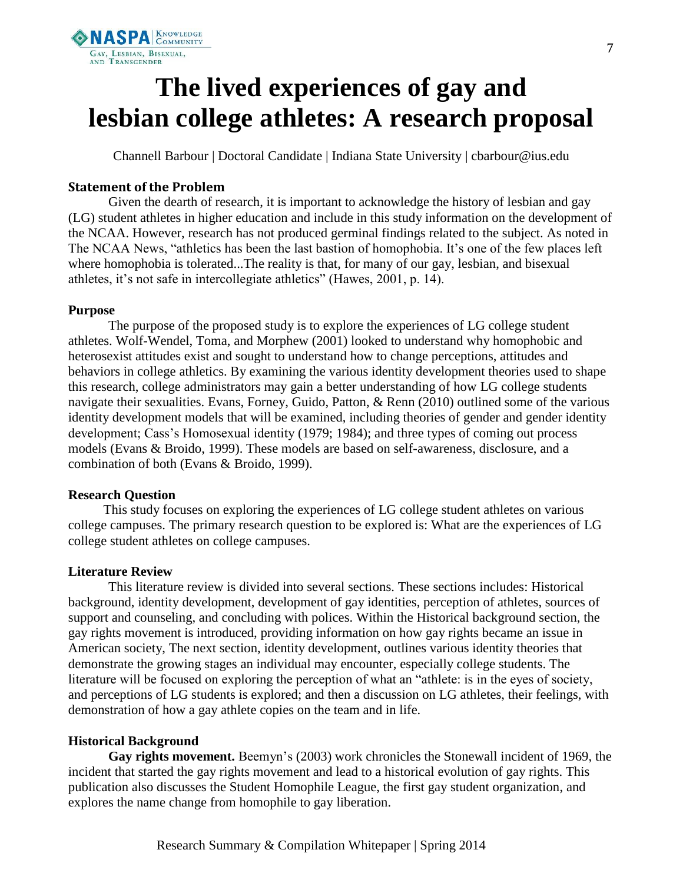# The lived experiences of gay and lesbian college athletes: A research proposal

Channell Barbour | Doctoral Candidate | Indiana State University | cbarbour@ius.edu

### Statement of the Problem

Given the dearth of research, it is important to acknowledge the history of lesbian and gay (LG) student athletes in higher education and include in this study information on the development of the NCAA. However, research has not produced germinal findings related to the subject. As noted in The NCAA News, "athletics has been the last bastion of homophobia. It's one of the few places left where homophobia is tolerated...The reality is that, for many of our gay, lesbian, and bisexual athletes, it's not safe in intercollegiate athletics" (Hawes, 2001, p. 14).

### Purpose

The purpose of the proposed study is to explore the experiences of LG college student athletes. Wolf-Wendel, Toma, and Morphew (2001) looked to understand why homophobic and heterosexist attitudes exist and sought to understand how to change perceptions, attitudes and behaviors in college athletics. By examining the various identity development theories used to shape this research, college administrators may gain a better understanding of how LG college students navigate their sexualities. Evans, Forney, Guido, Patton, & Renn (2010) outlined some of the various identity development models that will be examined, including theories of gender and gender identity development; Cass's Homosexual identity (1979; 1984); and three types of coming out process models (Evans & Broido, 1999). These models are based on self-awareness, disclosure, and a combination of both (Evans & Broido, 1999).

### Research Question

This study focuses on exploring the experiences of LG college student athletes on various college campuses. The primary research question to be explored is: What are the experiences of LG college student athletes on college campuses.

### Literature Review

This literature review is divided into several sections. These sections includes: Historical background, identity development, development of gay identities, perception of athletes, sources of support and counseling, and concluding with polices. Within the Historical background section, the gay rights movement is introduced, providing information on how gay rights became an issue in American society, The next section, identity development, outlines various identity theories that demonstrate the growing stages an individual may encounter, especially college students. The literature will be focused on exploring the perception of what an "athlete: is in the eyes of society, and perceptions of LG students is explored; and then a discussion on LG athletes, their feelings, with demonstration of how a gay athlete copies on the team and in life.

### Historical Background

**Gay rights movement.** Beemyn's (2003) work chronicles the Stonewall incident of 1969, the incident that started the gay rights movement and lead to a historical evolution of gay rights. This publication also discusses the Student Homophile League, the first gay student organization, and explores the name change from homophile to gay liberation.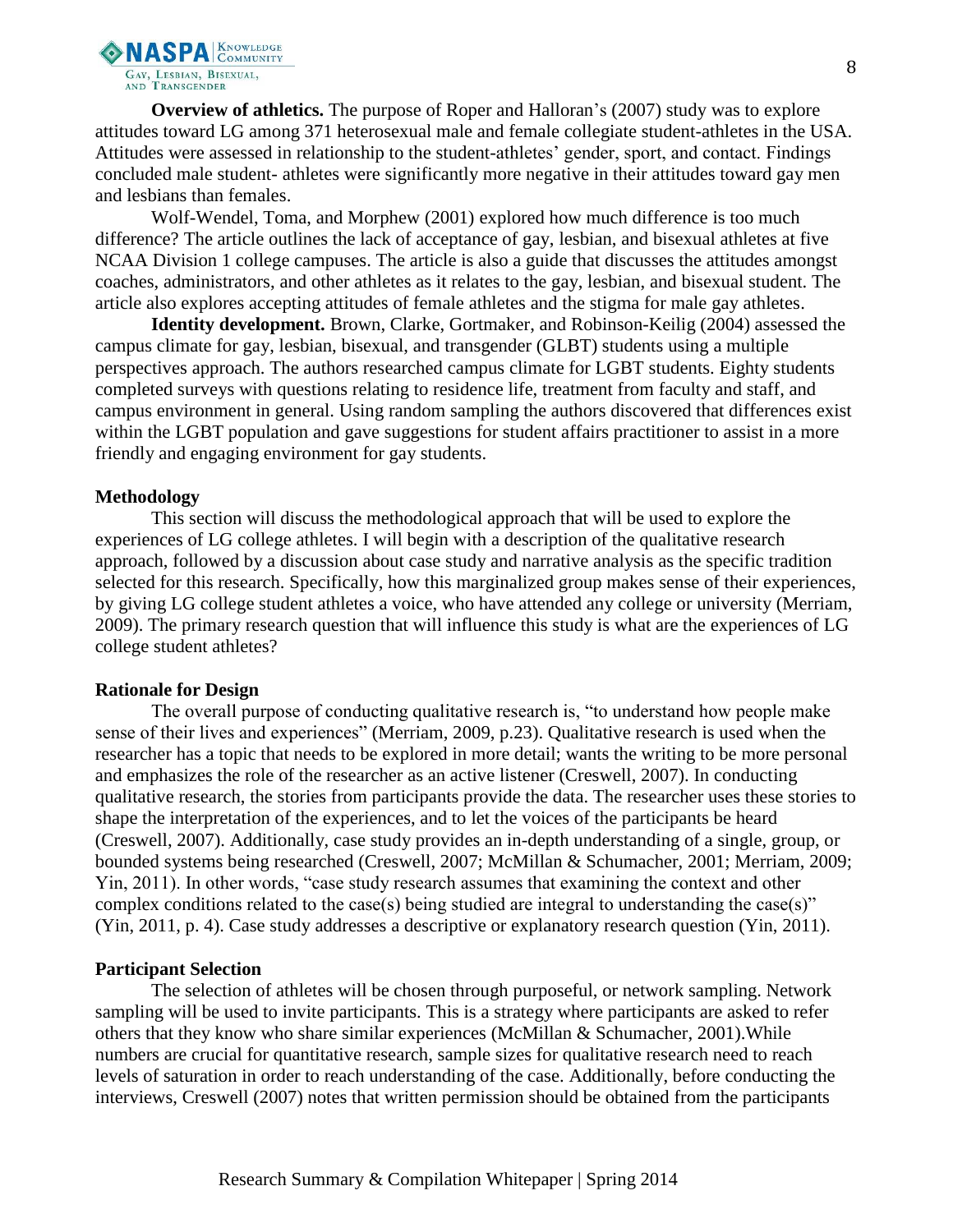**Overview of athletics.** The purpose of Roper and Halloran's (2007) study was to explore attitudes toward LG among 371 heterosexual male and female collegiate student-athletes in the USA. Attitudes were assessed in relationship to the student-athletes' gender, sport, and contact. Findings concluded male student- athletes were significantly more negative in their attitudes toward gay men and lesbians than females.

Wolf-Wendel, Toma, and Morphew (2001) explored how much difference is too much difference? The article outlines the lack of acceptance of gay, lesbian, and bisexual athletes at five NCAA Division 1 college campuses. The article is also a guide that discusses the attitudes amongst coaches, administrators, and other athletes as it relates to the gay, lesbian, and bisexual student. The article also explores accepting attitudes of female athletes and the stigma for male gay athletes.

**Identity development.** Brown, Clarke, Gortmaker, and Robinson-Keilig (2004) assessed the campus climate for gay, lesbian, bisexual, and transgender (GLBT) students using a multiple perspectives approach. The authors researched campus climate for LGBT students. Eighty students completed surveys with questions relating to residence life, treatment from faculty and staff, and campus environment in general. Using random sampling the authors discovered that differences exist within the LGBT population and gave suggestions for student affairs practitioner to assist in a more friendly and engaging environment for gay students.

**Methodology**

This section will discuss the methodological approach that will be used to explore the experiences of LG college athletes. I will begin with a description of the qualitative research approach, followed by a discussion about case study and narrative analysis as the specific tradition selected for this research. Specifically, how this marginalized group makes sense of their experiences, by giving LG college student athletes a voice, who have attended any college or university (Merriam, 2009). The primary research question that will influence this study is what are the experiences of LG college student athletes?

**Rationale for Design**

The overall purpose of conducting qualitative research is, "to understand how people make sense of their lives and experiences" (Merriam, 2009, p.23). Qualitative research is used when the researcher has a topic that needs to be explored in more detail; wants the writing to be more personal and emphasizes the role of the researcher as an active listener (Creswell, 2007). In conducting qualitative research, the stories from participants provide the data. The researcher uses these stories to shape the interpretation of the experiences, and to let the voices of the participants be heard (Creswell, 2007). Additionally, case study provides an in-depth understanding of a single, group, or bounded systems being researched (Creswell, 2007; McMillan & Schumacher, 2001; Merriam, 2009; Yin, 2011). In other words, "case study research assumes that examining the context and other complex conditions related to the case(s) being studied are integral to understanding the case(s)" (Yin, 2011, p. 4). Case study addresses a descriptive or explanatory research question (Yin, 2011).

**Participant Selection**

The selection of athletes will be chosen through purposeful, or network sampling. Network sampling will be used to invite participants. This is a strategy where participants are asked to refer others that they know who share similar experiences (McMillan & Schumacher, 2001).While numbers are crucial for quantitative research, sample sizes for qualitative research need to reach levels of saturation in order to reach understanding of the case. Additionally, before conducting the interviews, Creswell (2007) notes that written permission should be obtained from the participants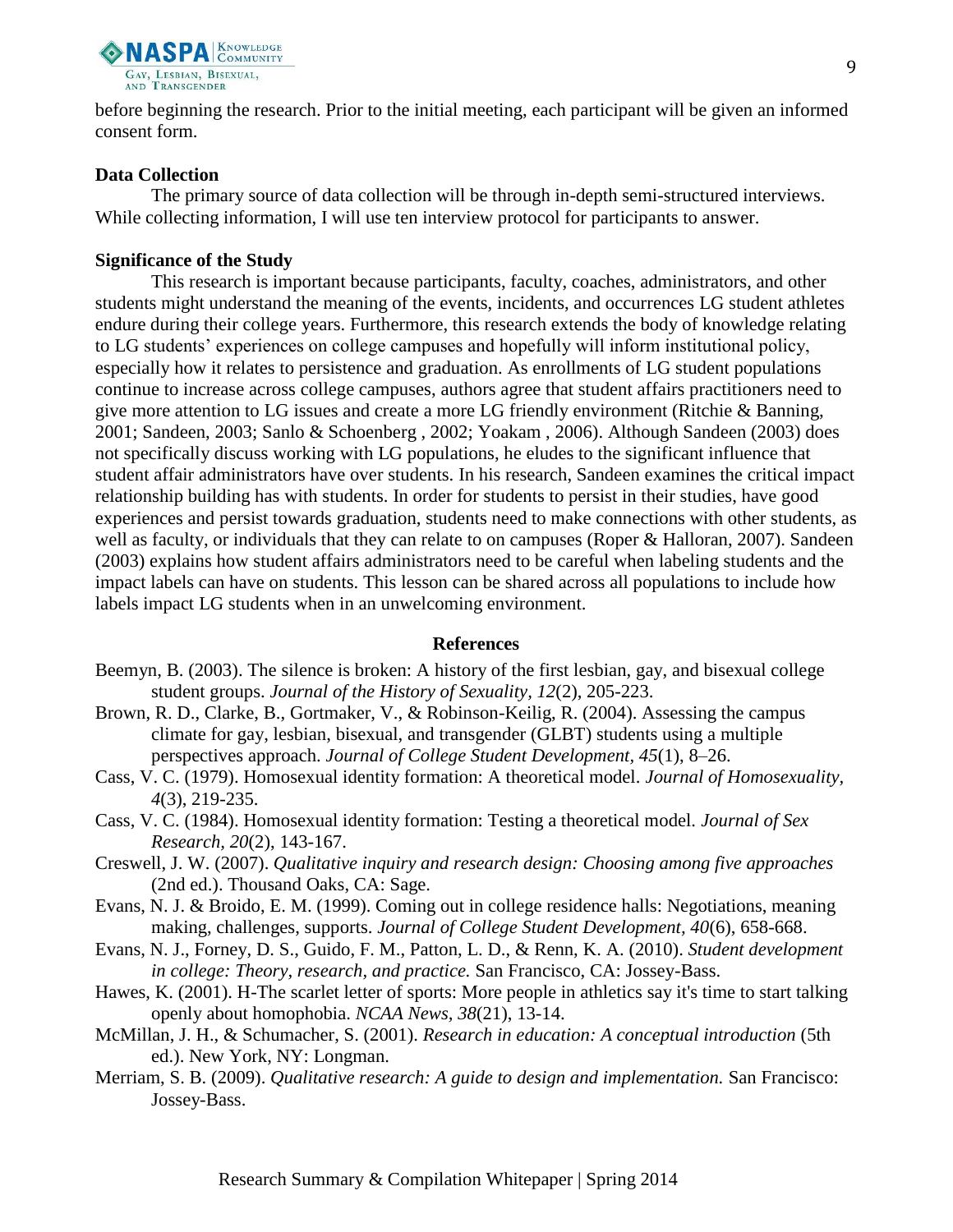before beginning the research. Prior to the initial meeting, each participant will be given an informed consent form.

**Data Collection**

The primary source of data collection will be through in-depth semi-structured interviews. While collecting information, I will use ten interview protocol for participants to answer.

**Significance of the Study**

This research is important because participants, faculty, coaches, administrators, and other students might understand the meaning of the events, incidents, and occurrences LG student athletes endure during their college years. Furthermore, this research extends the body of knowledge relating to LG students' experiences on college campuses and hopefully will inform institutional policy, especially how it relates to persistence and graduation. As enrollments of LG student populations continue to increase across college campuses, authors agree that student affairs practitioners need to give more attention to LG issues and create a more LG friendly environment (Ritchie & Banning, 2001; Sandeen, 2003; Sanlo & Schoenberg , 2002; Yoakam , 2006). Although Sandeen (2003) does not specifically discuss working with LG populations, he eludes to the significant influence that student affair administrators have over students. In his research, Sandeen examines the critical impact relationship building has with students. In order for students to persist in their studies, have good experiences and persist towards graduation, students need to make connections with other students, as well as faculty, or individuals that they can relate to on campuses (Roper & Halloran, 2007). Sandeen (2003) explains how student affairs administrators need to be careful when labeling students and the impact labels can have on students. This lesson can be shared across all populations to include how labels impact LG students when in an unwelcoming environment.

## References

Beemyn, B. (2003). The silence is broken: A history of the first lesbian, gay, and bisexual college student groups. *Journal of the History of Sexuality, 12*(2), 205-223.

Brown, R. D., Clarke, B., Gortmaker, V., & Robinson-Keilig, R. (2004). Assessing the campus climate for gay, lesbian, bisexual, and transgender (GLBT) students using a multiple perspectives approach. *Journal of College Student Development, 45*(1), 8–26.

Cass, V. C. (1979). Homosexual identity formation: A theoretical model. *Journal of Homosexuality, 4*(3), 219-235.

Cass, V. C. (1984). Homosexual identity formation: Testing a theoretical model. *Journal of Sex Research, 20*(2), 143-167.

Creswell, J. W. (2007). *Qualitative inquiry and research design: Choosing among five approaches* (2nd ed.). Thousand Oaks, CA: Sage.

Evans, N. J. & Broido, E. M. (1999). Coming out in college residence halls: Negotiations, meaning making, challenges, supports. *Journal of College Student Development, 40*(6), 658-668.

Evans, N. J., Forney, D. S., Guido, F. M., Patton, L. D., & Renn, K. A. (2010). *Student development in college: Theory, research, and practice.* San Francisco, CA: Jossey-Bass.

Hawes, K. (2001). H-The scarlet letter of sports: More people in athletics say it's time to start talking openly about homophobia. *NCAA News, 38*(21), 13-14.

McMillan, J. H., & Schumacher, S. (2001). *Research in education: A conceptual introduction* (5th ed.). New York, NY: Longman.

Merriam, S. B. (2009). *Qualitative research: A guide to design and implementation.* San Francisco: Jossey-Bass.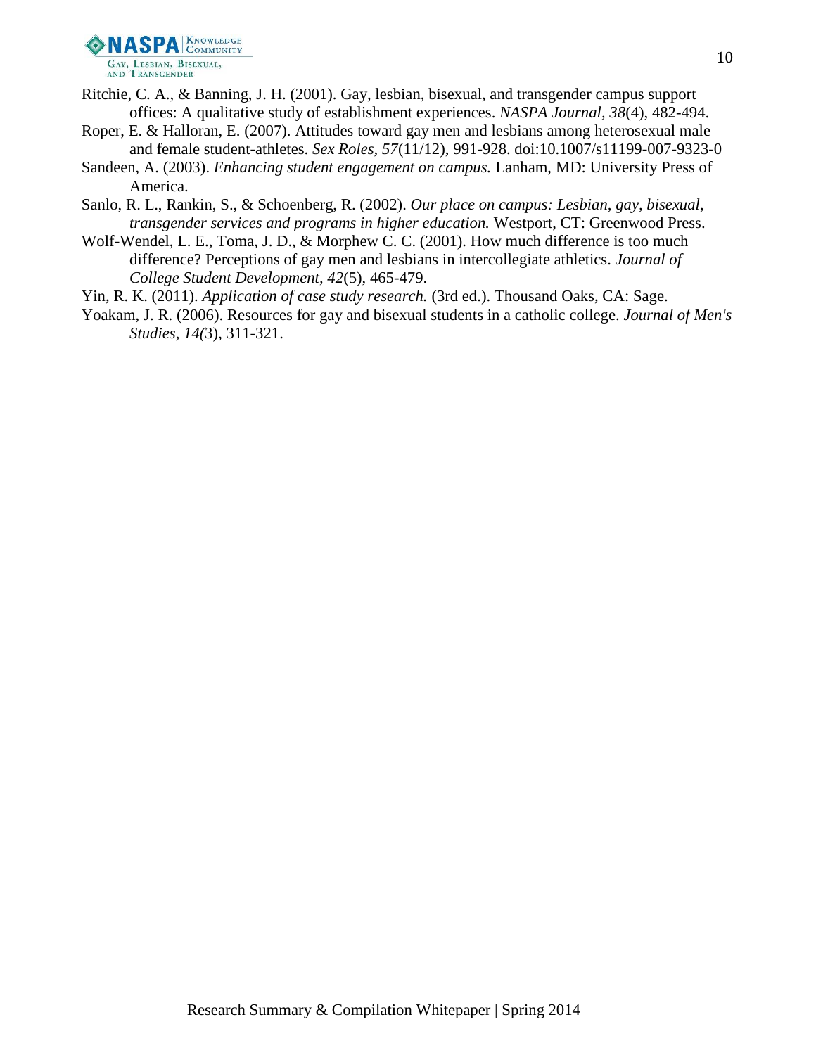Ritchie, C. A., & Banning, J. H. (2001). Gay, lesbian, bisexual, and transgender campus support offices: A qualitative study of establishment experiences. *NASPA Journal, 38*(4), 482-494.

Roper, E. & Halloran, E. (2007). Attitudes toward gay men and lesbians among heterosexual male and female student-athletes. *Sex Roles, 57*(11/12), 991-928. doi:10.1007/s11199-007-9323-0

Sandeen, A. (2003). *Enhancing student engagement on campus.* Lanham, MD: University Press of America.

Sanlo, R. L., Rankin, S., & Schoenberg, R. (2002). *Our place on campus: Lesbian, gay, bisexual, transgender services and programs in higher education.* Westport, CT: Greenwood Press.

Wolf-Wendel, L. E., Toma, J. D., & Morphew C. C. (2001). How much difference is too much difference? Perceptions of gay men and lesbians in intercollegiate athletics. *Journal of College Student Development, 42*(5), 465-479.

Yin, R. K. (2011). *Application of case study research.* (3rd ed.). Thousand Oaks, CA: Sage.

Yoakam, J. R. (2006). Resources for gay and bisexual students in a catholic college. *Journal of Men's Studies, 14(*3), 311-321.